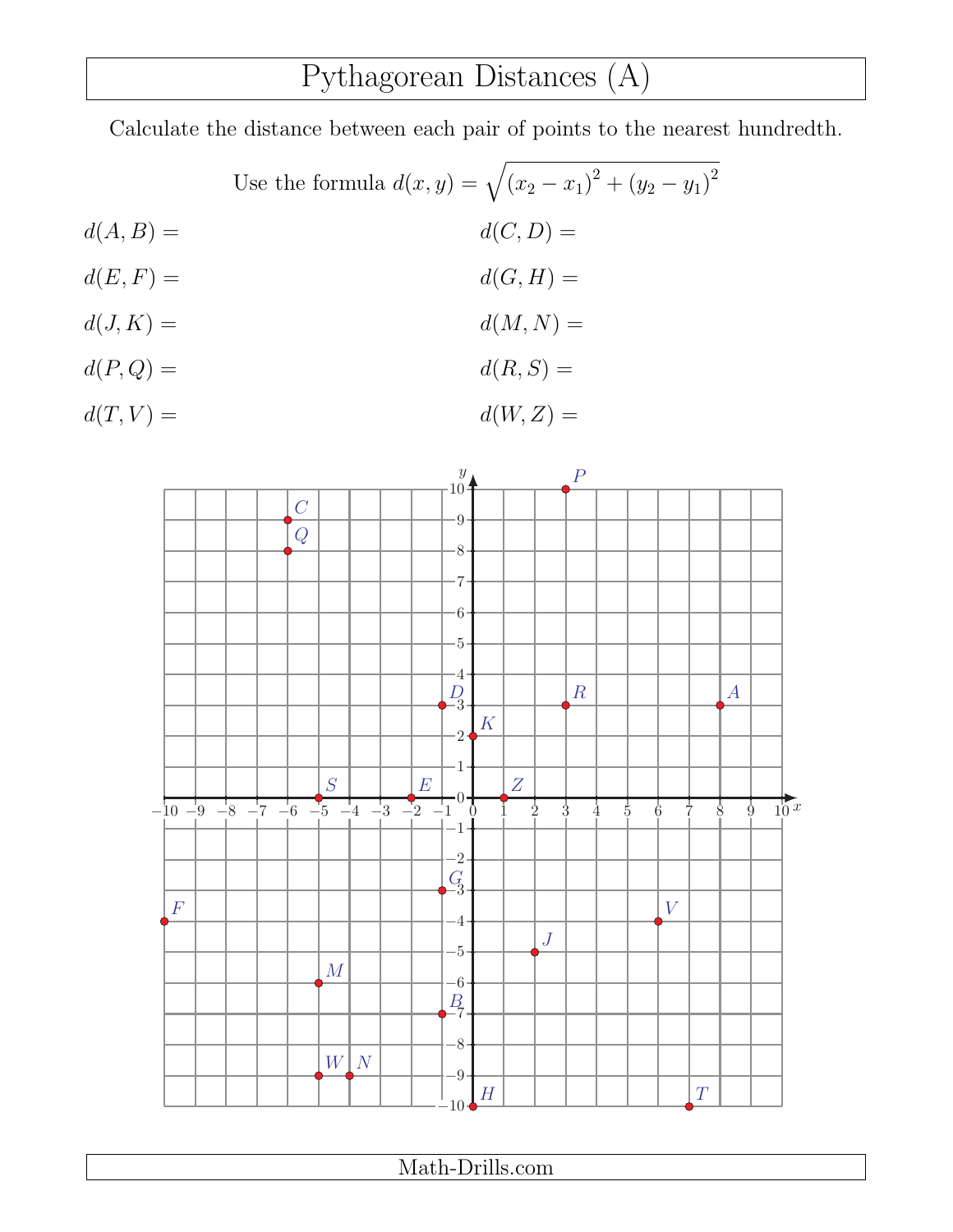# Pythagorean Distances (A)

Calculate the distance between each pair of points to the nearest hundredth.

Use the formula $d(x, y) = \sqrt{(x_2 - x_1)^2 + (y_2 - y_1)^2}$

$d(A, B) =$

$d(C, D) =$

$d(E, F) =$

$d(G, H) =$

$d(J, K) =$

$d(M, N) =$

$d(P, Q) =$

$d(R, S) =$

$d(T, V) =$

$d(W, Z) =$

Math-Drills.com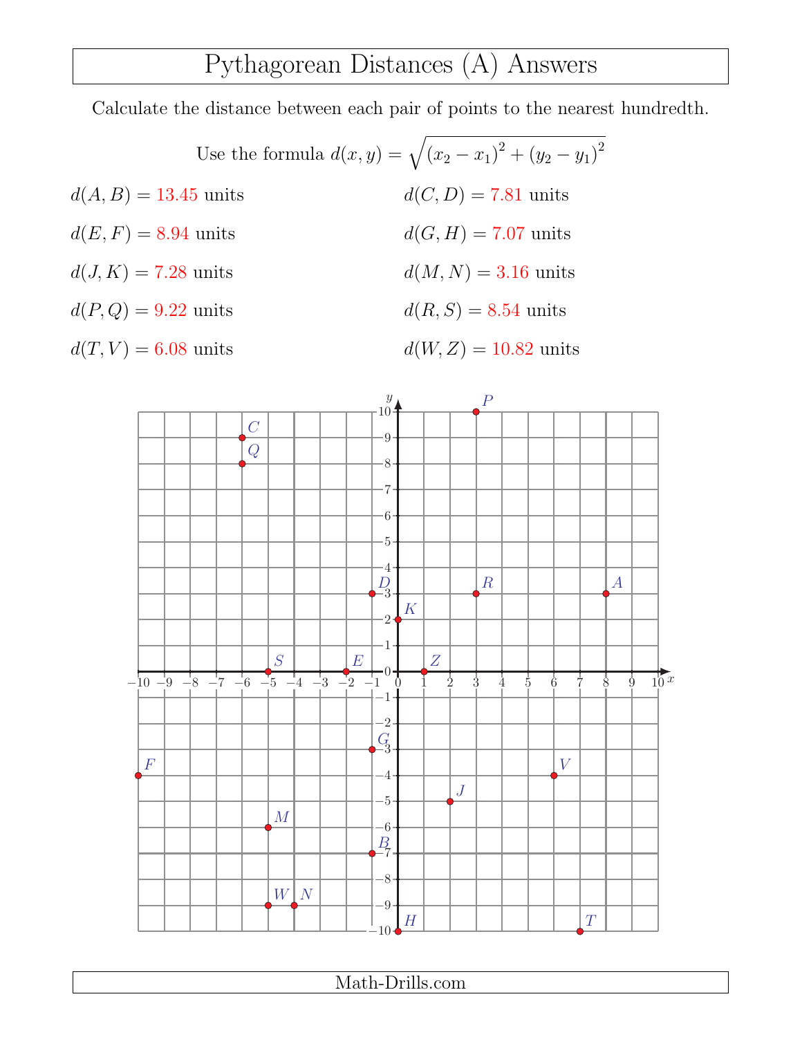# Pythagorean Distances (A) Answers

Calculate the distance between each pair of points to the nearest hundredth.

Use the formula $d(x, y) = \sqrt{(x_2 - x_1)^2 + (y_2 - y_1)^2}$

$d(A, B) = 13.45$ units

$d(C, D) = 7.81$ units

$d(E, F) = 8.94$ units

$d(G, H) = 7.07$ units

$d(J, K) = 7.28$ units

$d(M, N) = 3.16$ units

$d(P, Q) = 9.22$ units

$d(R, S) = 8.54$ units

$d(T, V) = 6.08$ units

$d(W, Z) = 10.82$ units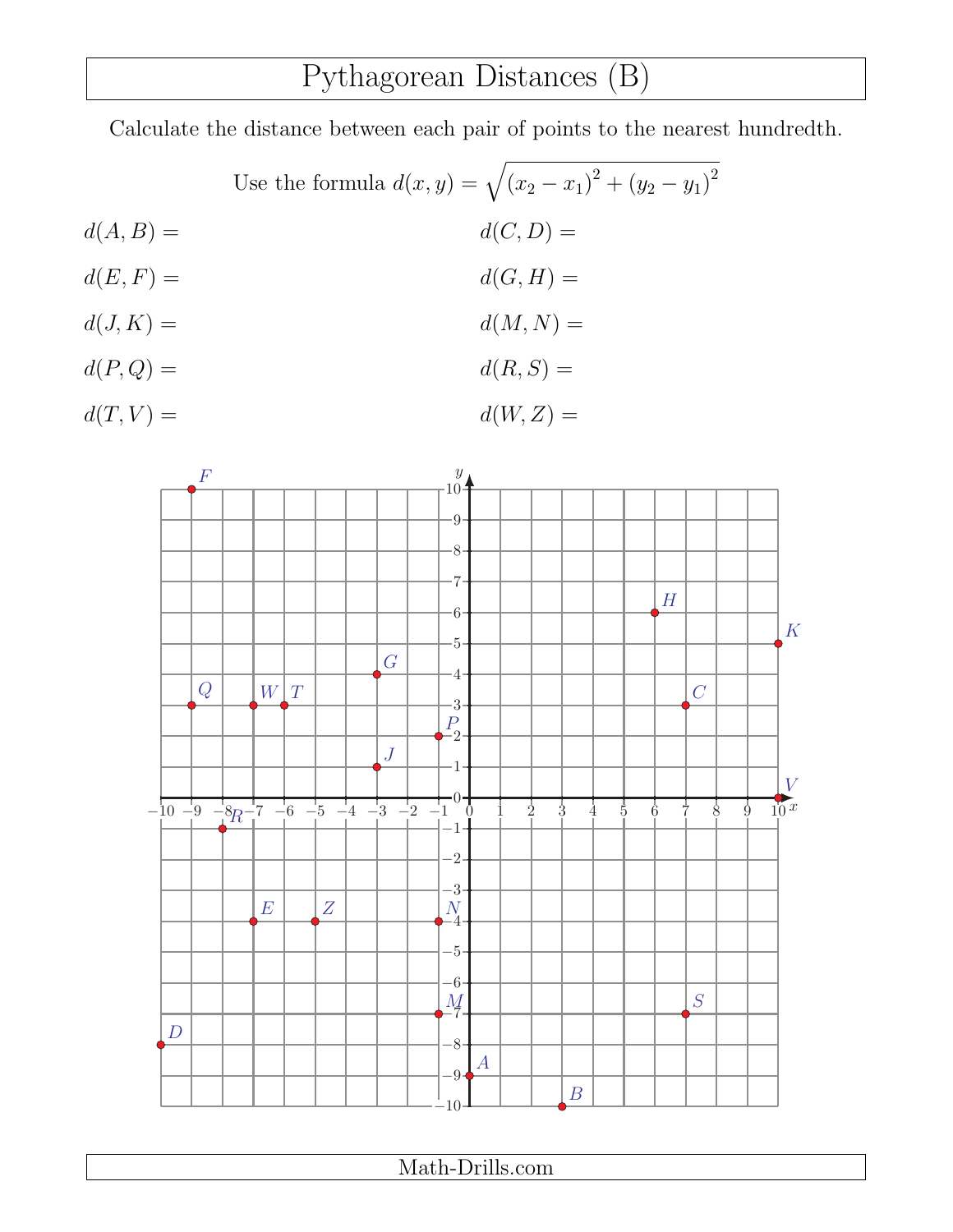# Pythagorean Distances (B)

Calculate the distance between each pair of points to the nearest hundredth.

Use the formula $d(x, y) = \sqrt{(x_2 - x_1)^2 + (y_2 - y_1)^2}$

$d(A, B) =$

$d(C, D) =$

$d(E, F) =$

$d(G, H) =$

$d(J, K) =$

$d(M, N) =$

$d(P, Q) =$

$d(R, S) =$

$d(T, V) =$

$d(W, Z) =$

Math-Drills.com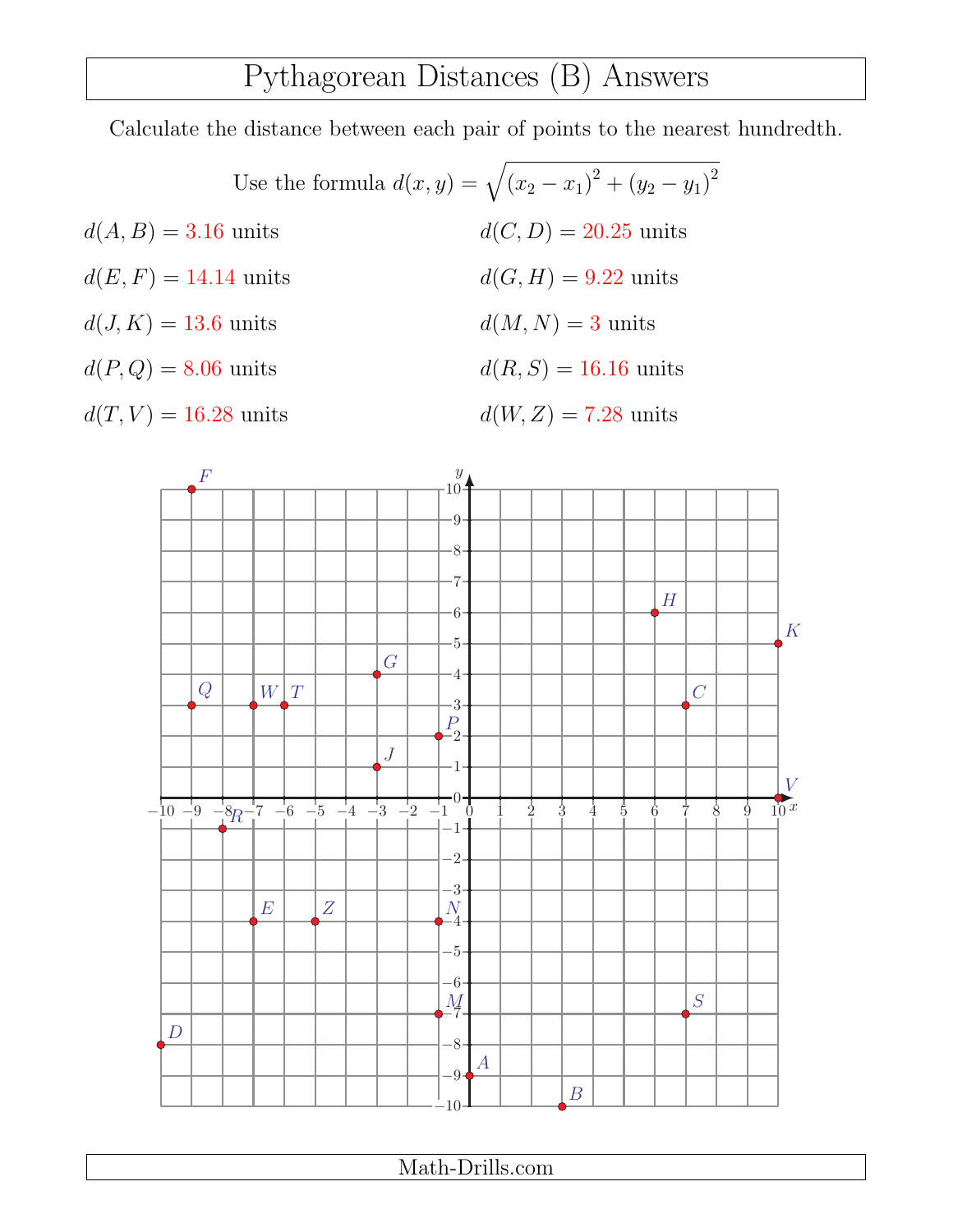# Pythagorean Distances (B) Answers

Calculate the distance between each pair of points to the nearest hundredth.

Use the formula $d(x, y) = \sqrt{(x_2 - x_1)^2 + (y_2 - y_1)^2}$

$d(A, B) =$ 3.16 units

$d(C, D) =$ 20.25 units

$d(E, F) =$ 14.14 units

$d(G, H) =$ 9.22 units

$d(J, K) =$ 13.6 units

$d(M, N) =$ 3 units

$d(P, Q) =$ 8.06 units

$d(R, S) =$ 16.16 units

$d(T, V) =$ 16.28 units

$d(W, Z) =$ 7.28 units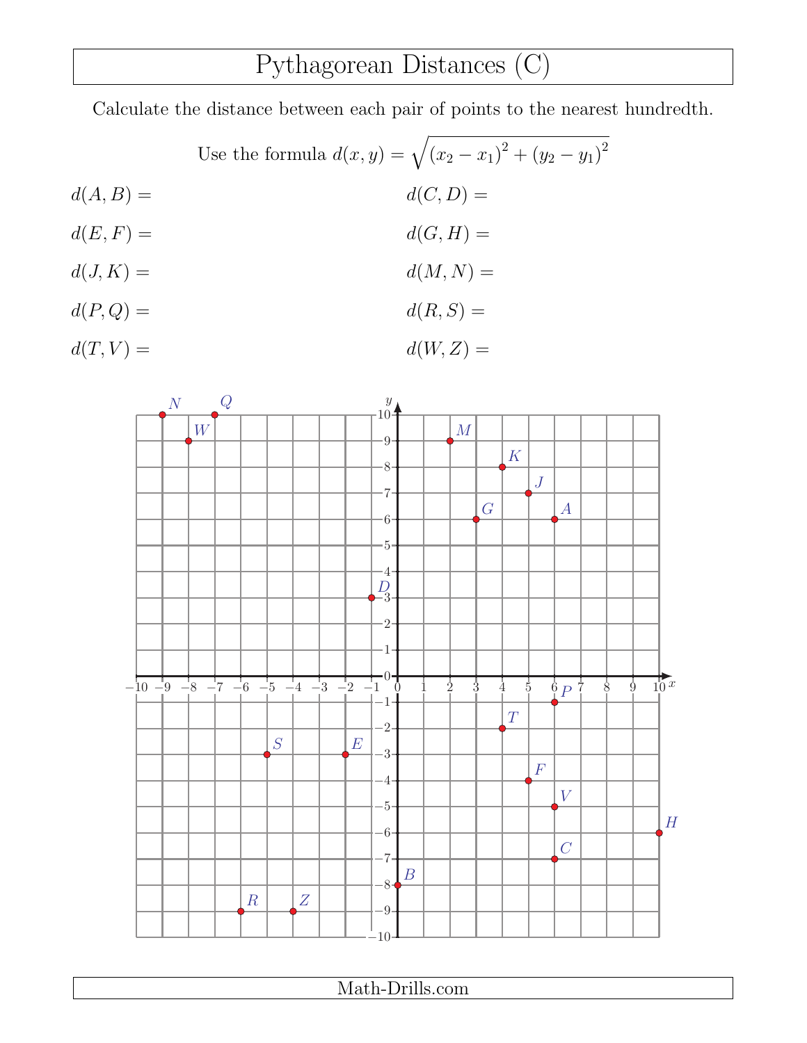# Pythagorean Distances (C)

Calculate the distance between each pair of points to the nearest hundredth.

Use the formula $d(x,y) = \sqrt{(x_2 - x_1)^2 + (y_2 - y_1)^2}$

$d(A,B) =$

$d(C,D) =$

$d(E,F) =$

$d(G,H) =$

$d(J,K) =$

$d(M,N) =$

$d(P,Q) =$

$d(R,S) =$

$d(T,V) =$

$d(W,Z) =$

Math-Drills.com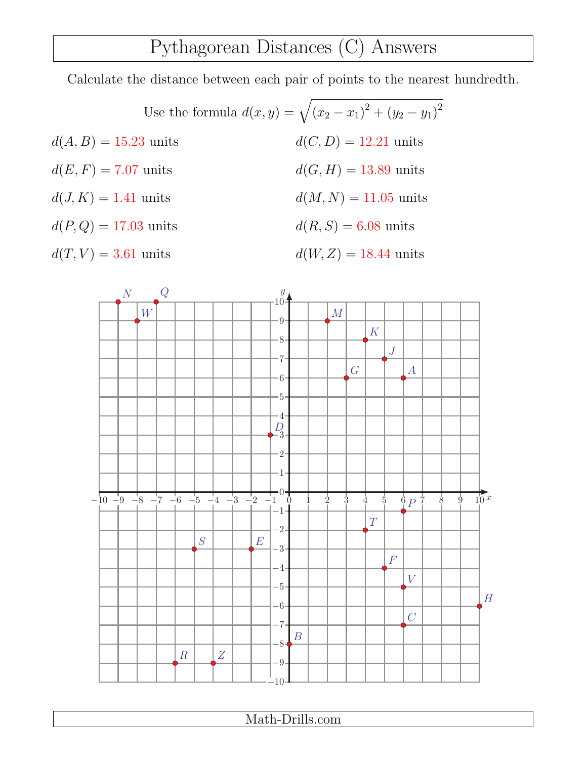# Pythagorean Distances (C) Answers

Calculate the distance between each pair of points to the nearest hundredth.

Use the formula $d(x,y) = \sqrt{(x_2 - x_1)^2 + (y_2 - y_1)^2}$

$d(A,B) =$ 15.23 units

$d(C,D) =$ 12.21 units

$d(E,F) =$ 7.07 units

$d(G,H) =$ 13.89 units

$d(J,K) =$ 1.41 units

$d(M,N) =$ 11.05 units

$d(P,Q) =$ 17.03 units

$d(R,S) =$ 6.08 units

$d(T,V) =$ 3.61 units

$d(W,Z) =$ 18.44 units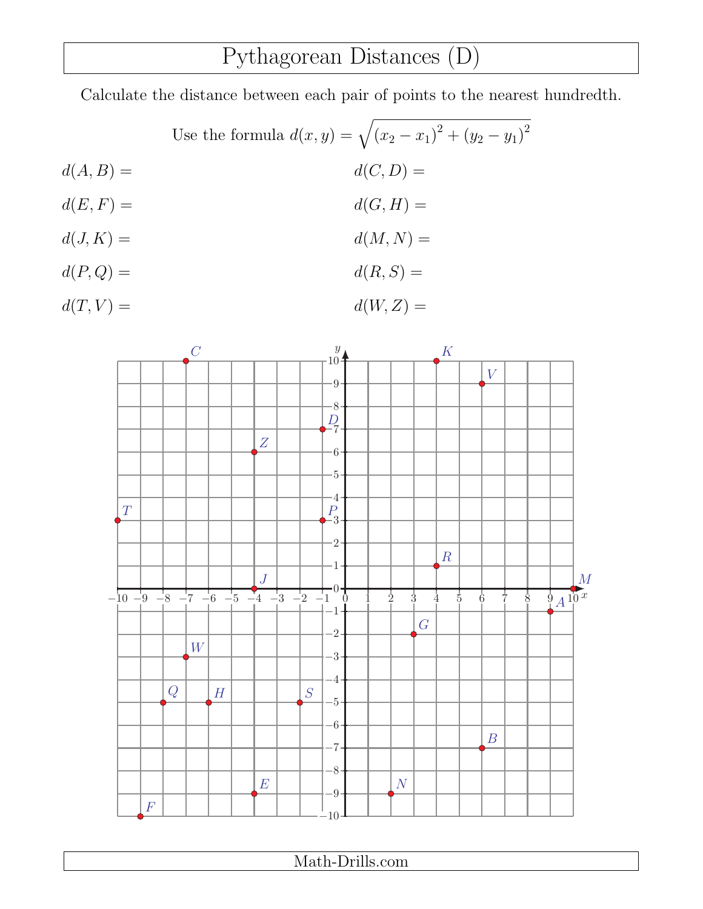# Pythagorean Distances (D)

Calculate the distance between each pair of points to the nearest hundredth.

Use the formula $d(x, y) = \sqrt{(x_2 - x_1)^2 + (y_2 - y_1)^2}$

$d(A, B) =$

$d(C, D) =$

$d(E, F) =$

$d(G, H) =$

$d(J, K) =$

$d(M, N) =$

$d(P, Q) =$

$d(R, S) =$

$d(T, V) =$

$d(W, Z) =$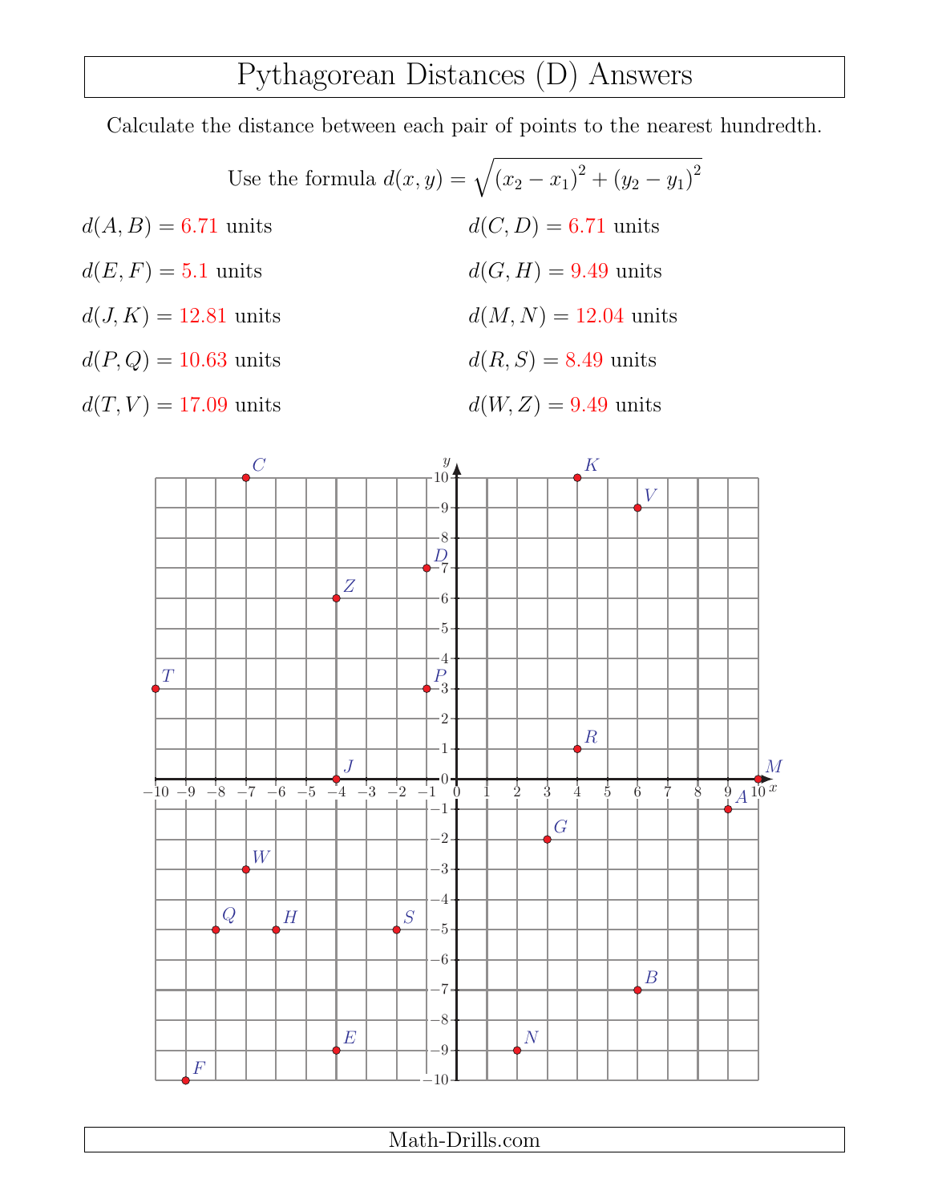# Pythagorean Distances (D) Answers

Calculate the distance between each pair of points to the nearest hundredth.

Use the formula $d(x, y) = \sqrt{(x_2 - x_1)^2 + (y_2 - y_1)^2}$

$d(A, B) =$ 6.71 units

$d(C, D) =$ 6.71 units

$d(E, F) =$ 5.1 units

$d(G, H) =$ 9.49 units

$d(J, K) =$ 12.81 units

$d(M, N) =$ 12.04 units

$d(P, Q) =$ 10.63 units

$d(R, S) =$ 8.49 units

$d(T, V) =$ 17.09 units

$d(W, Z) =$ 9.49 units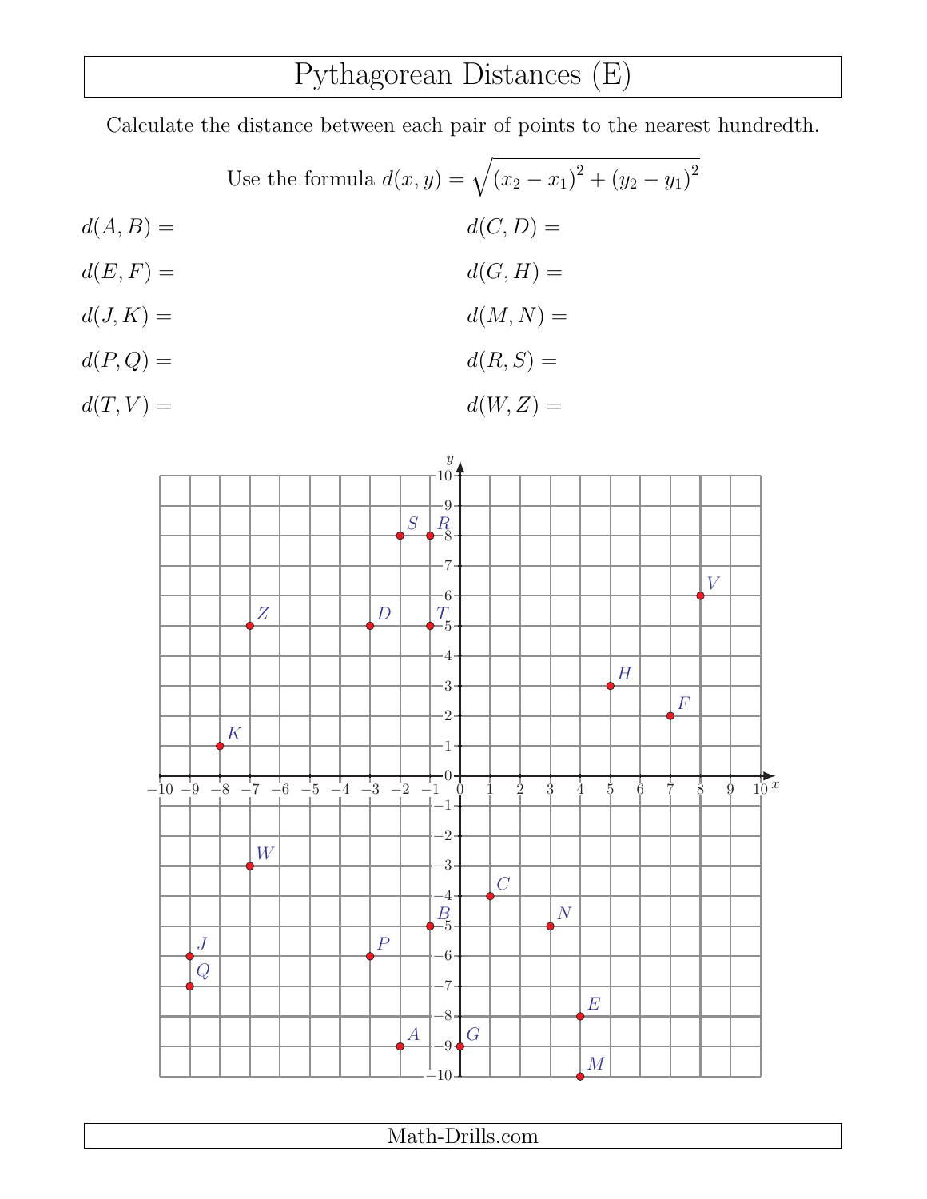# Pythagorean Distances (E)

Calculate the distance between each pair of points to the nearest hundredth.

Use the formula $d(x, y) = \sqrt{(x_2 - x_1)^2 + (y_2 - y_1)^2}$

$d(A, B) =$

$d(C, D) =$

$d(E, F) =$

$d(G, H) =$

$d(J, K) =$

$d(M, N) =$

$d(P, Q) =$

$d(R, S) =$

$d(T, V) =$

$d(W, Z) =$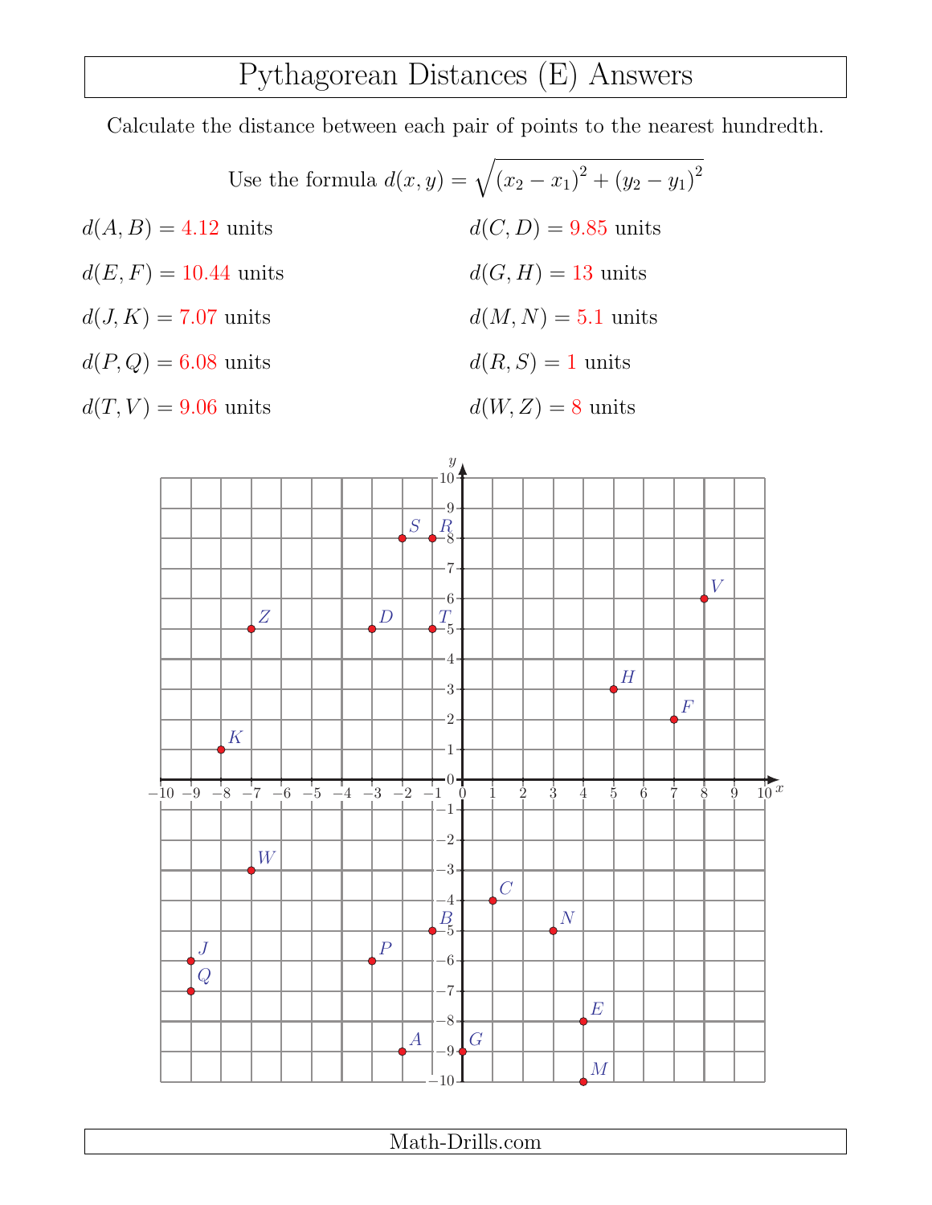# Pythagorean Distances (E) Answers

Calculate the distance between each pair of points to the nearest hundredth.

Use the formula $d(x, y) = \sqrt{(x_2 - x_1)^2 + (y_2 - y_1)^2}$

$d(A, B) =$ 4.12 units

$d(C, D) =$ 9.85 units

$d(E, F) =$ 10.44 units

$d(G, H) =$ 13 units

$d(J, K) =$ 7.07 units

$d(M, N) =$ 5.1 units

$d(P, Q) =$ 6.08 units

$d(R, S) =$ 1 units

$d(T, V) =$ 9.06 units

$d(W, Z) =$ 8 units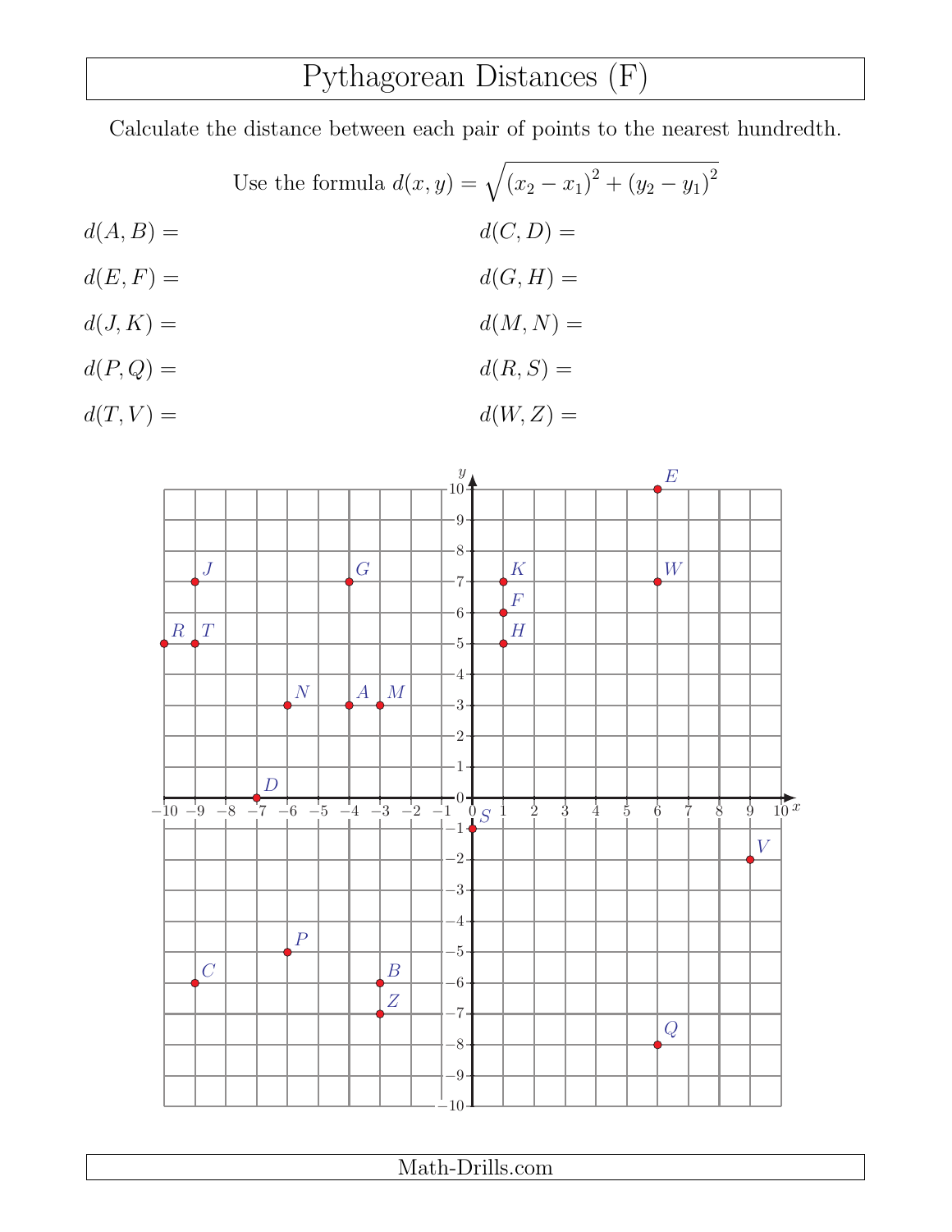# Pythagorean Distances (F)

Calculate the distance between each pair of points to the nearest hundredth.

Use the formula $d(x, y) = \sqrt{(x_2 - x_1)^2 + (y_2 - y_1)^2}$

$d(A, B) =$

$d(C, D) =$

$d(E, F) =$

$d(G, H) =$

$d(J, K) =$

$d(M, N) =$

$d(P, Q) =$

$d(R, S) =$

$d(T, V) =$

$d(W, Z) =$

Math-Drills.com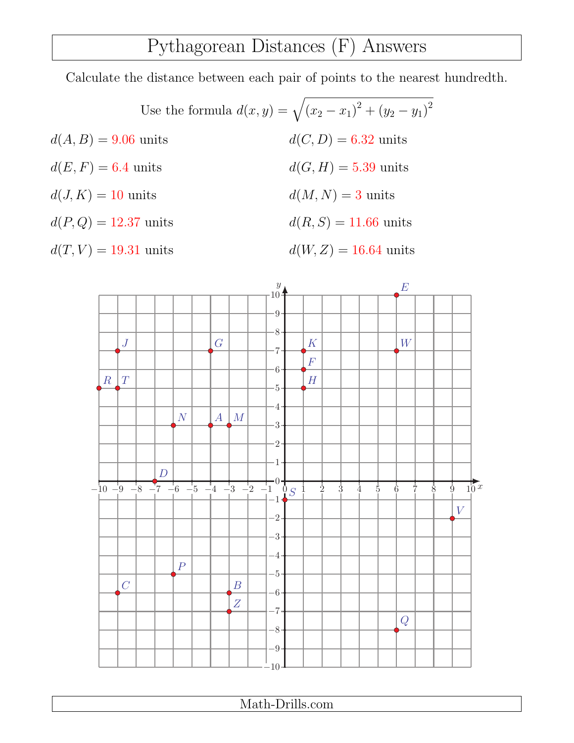# Pythagorean Distances (F) Answers

Calculate the distance between each pair of points to the nearest hundredth.

Use the formula $d(x, y) = \sqrt{(x_2 - x_1)^2 + (y_2 - y_1)^2}$

$d(A, B) = 9.06$ units

$d(C, D) = 6.32$ units

$d(E, F) = 6.4$ units

$d(G, H) = 5.39$ units

$d(J, K) = 10$ units

$d(M, N) = 3$ units

$d(P, Q) = 12.37$ units

$d(R, S) = 11.66$ units

$d(T, V) = 19.31$ units

$d(W, Z) = 16.64$ units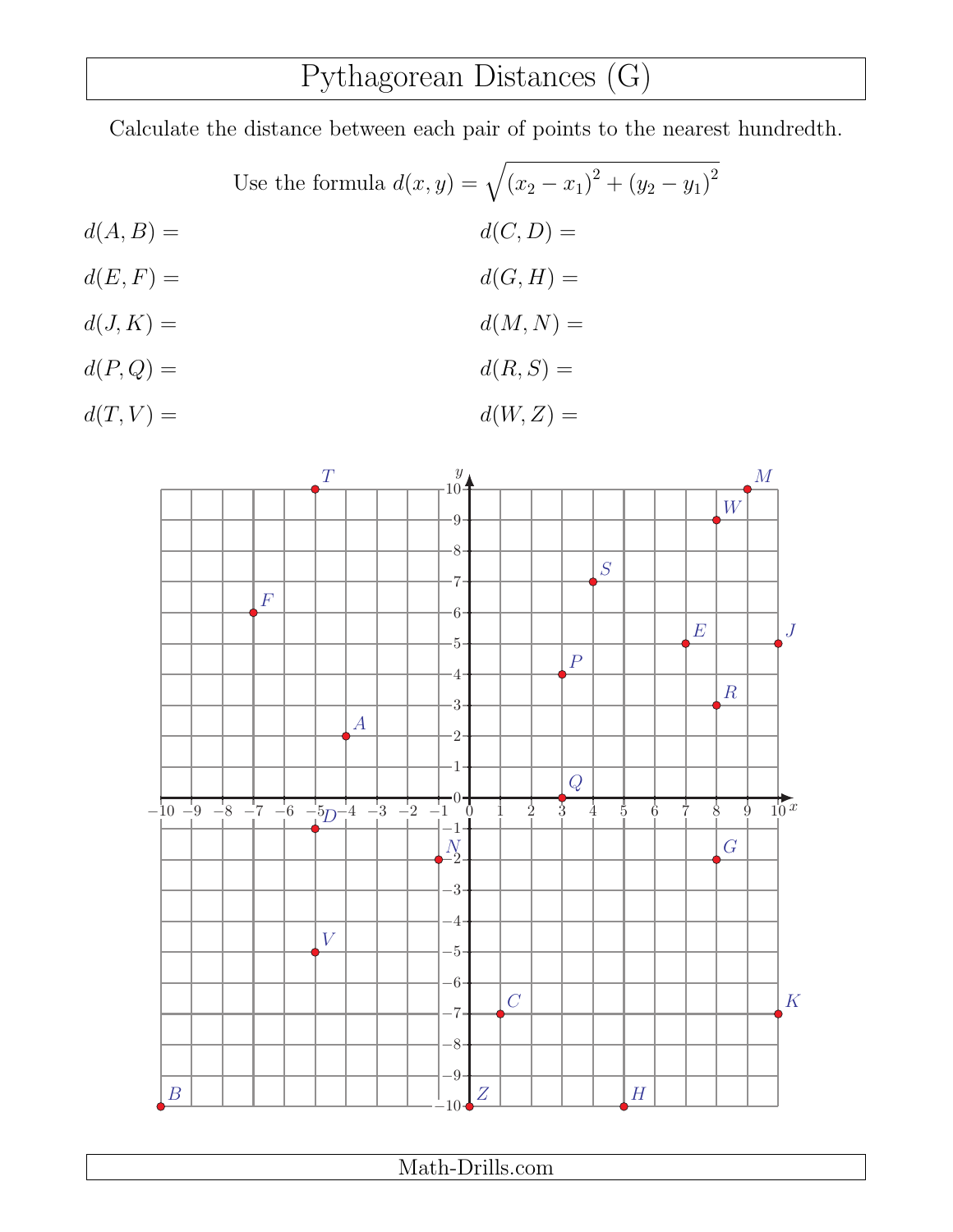# Pythagorean Distances (G)

Calculate the distance between each pair of points to the nearest hundredth.

Use the formula $d(x, y) = \sqrt{(x_2 - x_1)^2 + (y_2 - y_1)^2}$

$d(A, B) =$

$d(C, D) =$

$d(E, F) =$

$d(G, H) =$

$d(J, K) =$

$d(M, N) =$

$d(P, Q) =$

$d(R, S) =$

$d(T, V) =$

$d(W, Z) =$

Math-Drills.com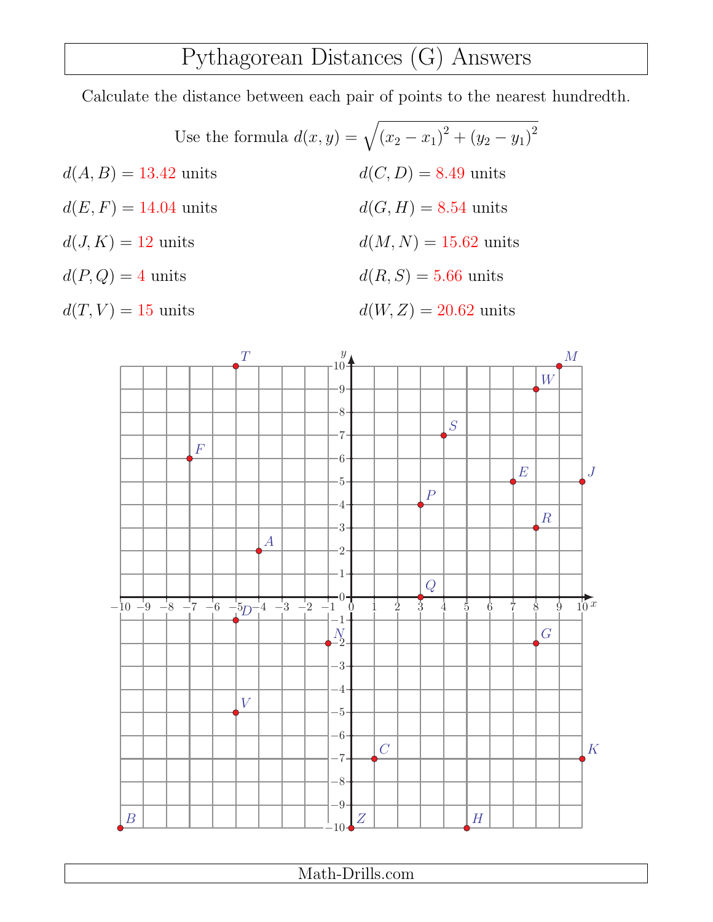# Pythagorean Distances (G) Answers

Calculate the distance between each pair of points to the nearest hundredth.

Use the formula $d(x, y) = \sqrt{(x_2 - x_1)^2 + (y_2 - y_1)^2}$

$d(A, B) =$ 13.42 units

$d(C, D) =$ 8.49 units

$d(E, F) =$ 14.04 units

$d(G, H) =$ 8.54 units

$d(J, K) =$ 12 units

$d(M, N) =$ 15.62 units

$d(P, Q) =$ 4 units

$d(R, S) =$ 5.66 units

$d(T, V) =$ 15 units

$d(W, Z) =$ 20.62 units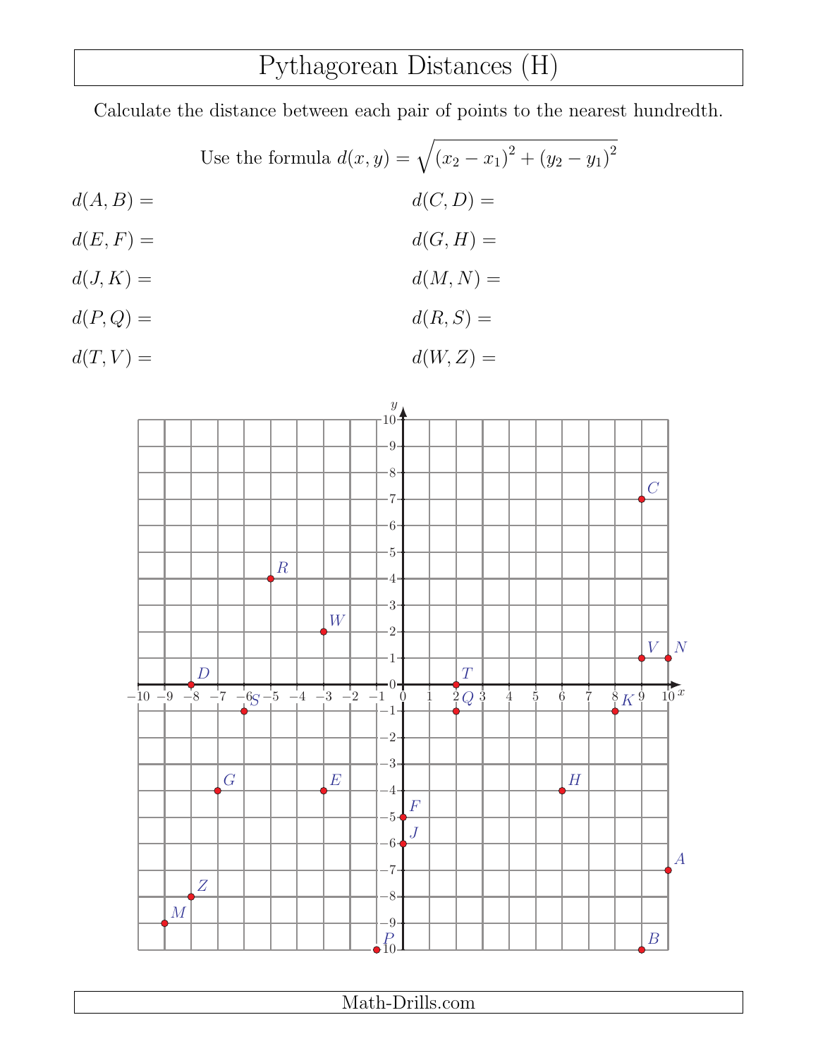# Pythagorean Distances (H)

Calculate the distance between each pair of points to the nearest hundredth.

Use the formula $d(x, y) = \sqrt{(x_2 - x_1)^2 + (y_2 - y_1)^2}$

$d(A, B) =$

$d(C, D) =$

$d(E, F) =$

$d(G, H) =$

$d(J, K) =$

$d(M, N) =$

$d(P, Q) =$

$d(R, S) =$

$d(T, V) =$

$d(W, Z) =$

Math-Drills.com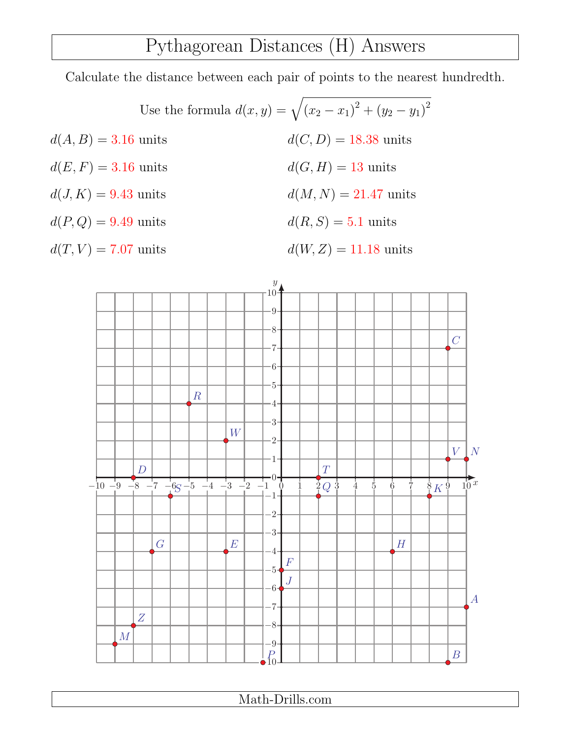# Pythagorean Distances (H) Answers

Calculate the distance between each pair of points to the nearest hundredth.

Use the formula $d(x, y) = \sqrt{(x_2 - x_1)^2 + (y_2 - y_1)^2}$

$d(A, B) =$ 3.16 units

$d(C, D) =$ 18.38 units

$d(E, F) =$ 3.16 units

$d(G, H) =$ 13 units

$d(J, K) =$ 9.43 units

$d(M, N) =$ 21.47 units

$d(P, Q) =$ 9.49 units

$d(R, S) =$ 5.1 units

$d(T, V) =$ 7.07 units

$d(W, Z) =$ 11.18 units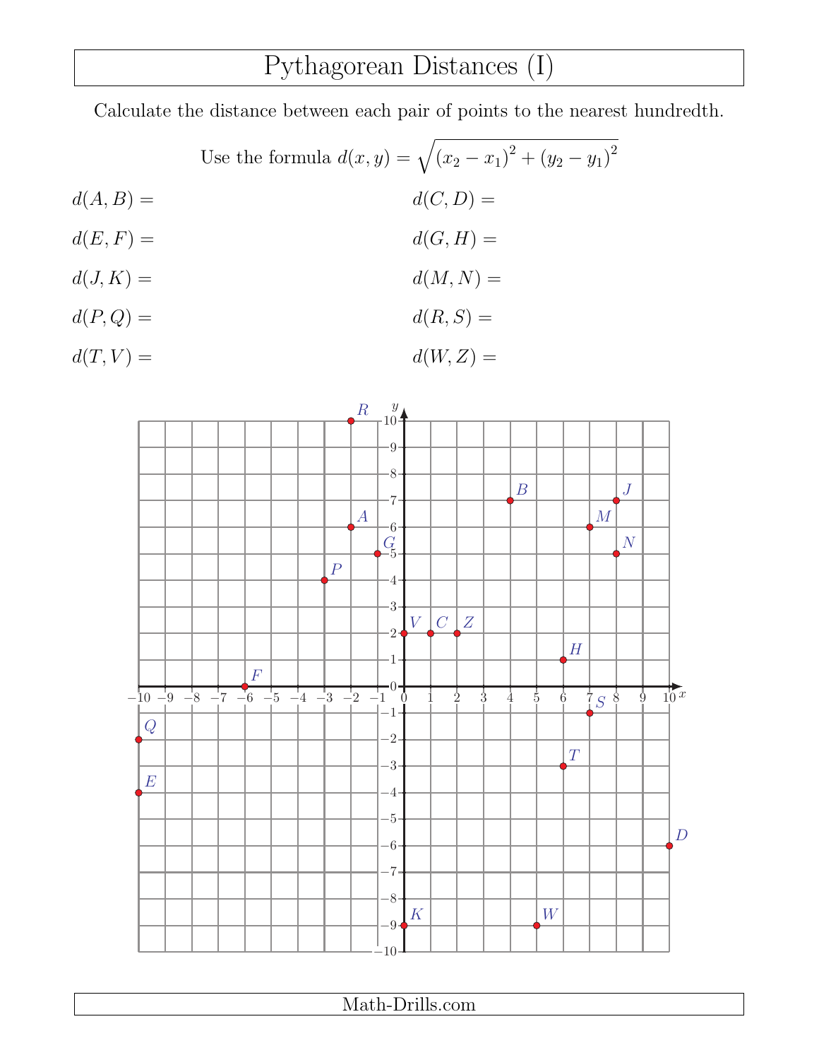# Pythagorean Distances (I)

Calculate the distance between each pair of points to the nearest hundredth.

Use the formula $d(x, y) = \sqrt{(x_2 - x_1)^2 + (y_2 - y_1)^2}$

$d(A, B) =$

$d(C, D) =$

$d(E, F) =$

$d(G, H) =$

$d(J, K) =$

$d(M, N) =$

$d(P, Q) =$

$d(R, S) =$

$d(T, V) =$

$d(W, Z) =$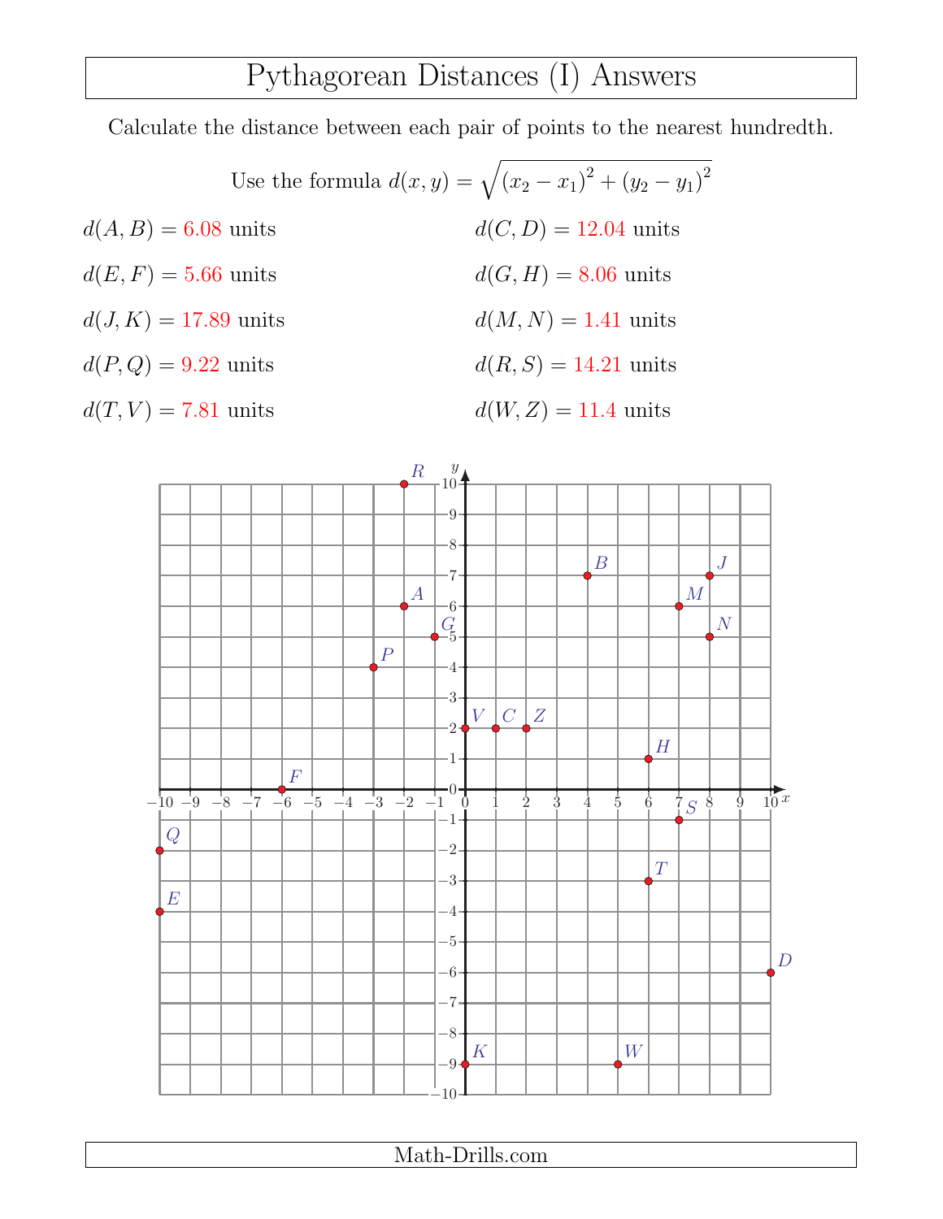# Pythagorean Distances (I) Answers

Calculate the distance between each pair of points to the nearest hundredth.

Use the formula $d(x, y) = \sqrt{(x_2 - x_1)^2 + (y_2 - y_1)^2}$

$d(A, B) = 6.08$ units

$d(C, D) = 12.04$ units

$d(E, F) = 5.66$ units

$d(G, H) = 8.06$ units

$d(J, K) = 17.89$ units

$d(M, N) = 1.41$ units

$d(P, Q) = 9.22$ units

$d(R, S) = 14.21$ units

$d(T, V) = 7.81$ units

$d(W, Z) = 11.4$ units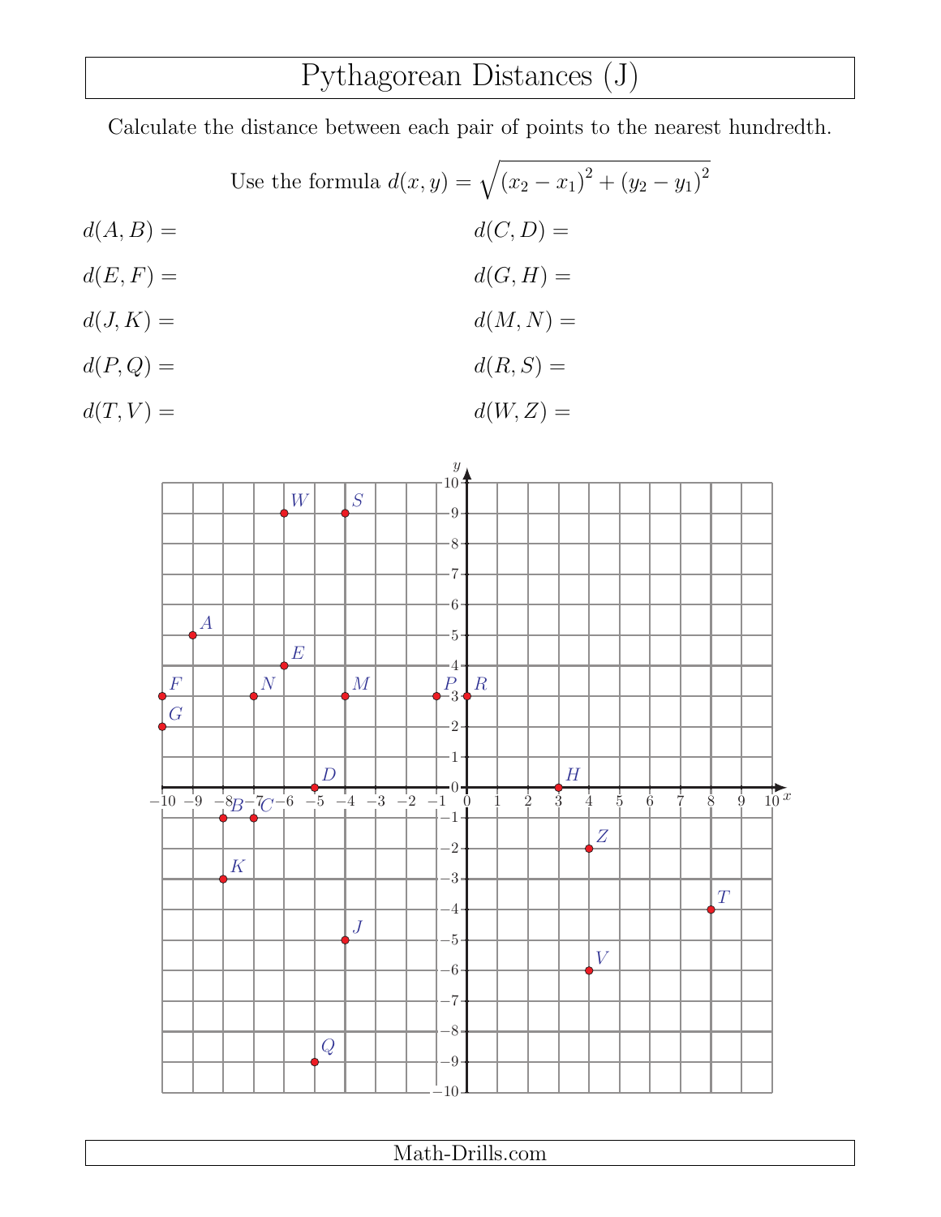# Pythagorean Distances (J)

Calculate the distance between each pair of points to the nearest hundredth.

Use the formula $d(x, y) = \sqrt{(x_2 - x_1)^2 + (y_2 - y_1)^2}$

$d(A, B) =$

$d(C, D) =$

$d(E, F) =$

$d(G, H) =$

$d(J, K) =$

$d(M, N) =$

$d(P, Q) =$

$d(R, S) =$

$d(T, V) =$

$d(W, Z) =$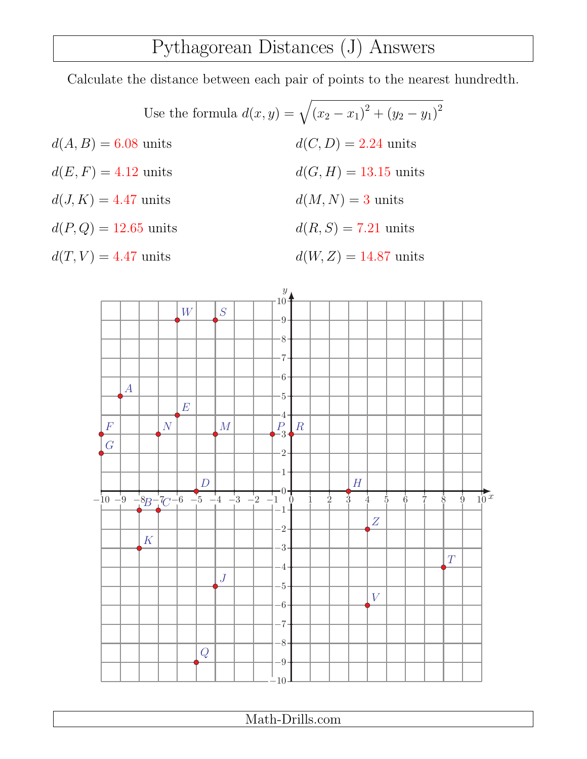# Pythagorean Distances (J) Answers

Calculate the distance between each pair of points to the nearest hundredth.

Use the formula $d(x, y) = \sqrt{(x_2 - x_1)^2 + (y_2 - y_1)^2}$

$d(A, B) =$ 6.08 units

$d(C, D) =$ 2.24 units

$d(E, F) =$ 4.12 units

$d(G, H) =$ 13.15 units

$d(J, K) =$ 4.47 units

$d(M, N) =$ 3 units

$d(P, Q) =$ 12.65 units

$d(R, S) =$ 7.21 units

$d(T, V) =$ 4.47 units

$d(W, Z) =$ 14.87 units

y

x

W S A E F N M P R G D H B C Z K T J V Q

−10 −9 −8 −7 −6 −5 −4 −3 −2 −1 0 1 2 3 4 5 6 7 8 9 10

10 9 8 7 6 5 4 3 2 1 0 −1 −2 −3 −4 −5 −6 −7 −8 −9 −10

Math-Drills.com